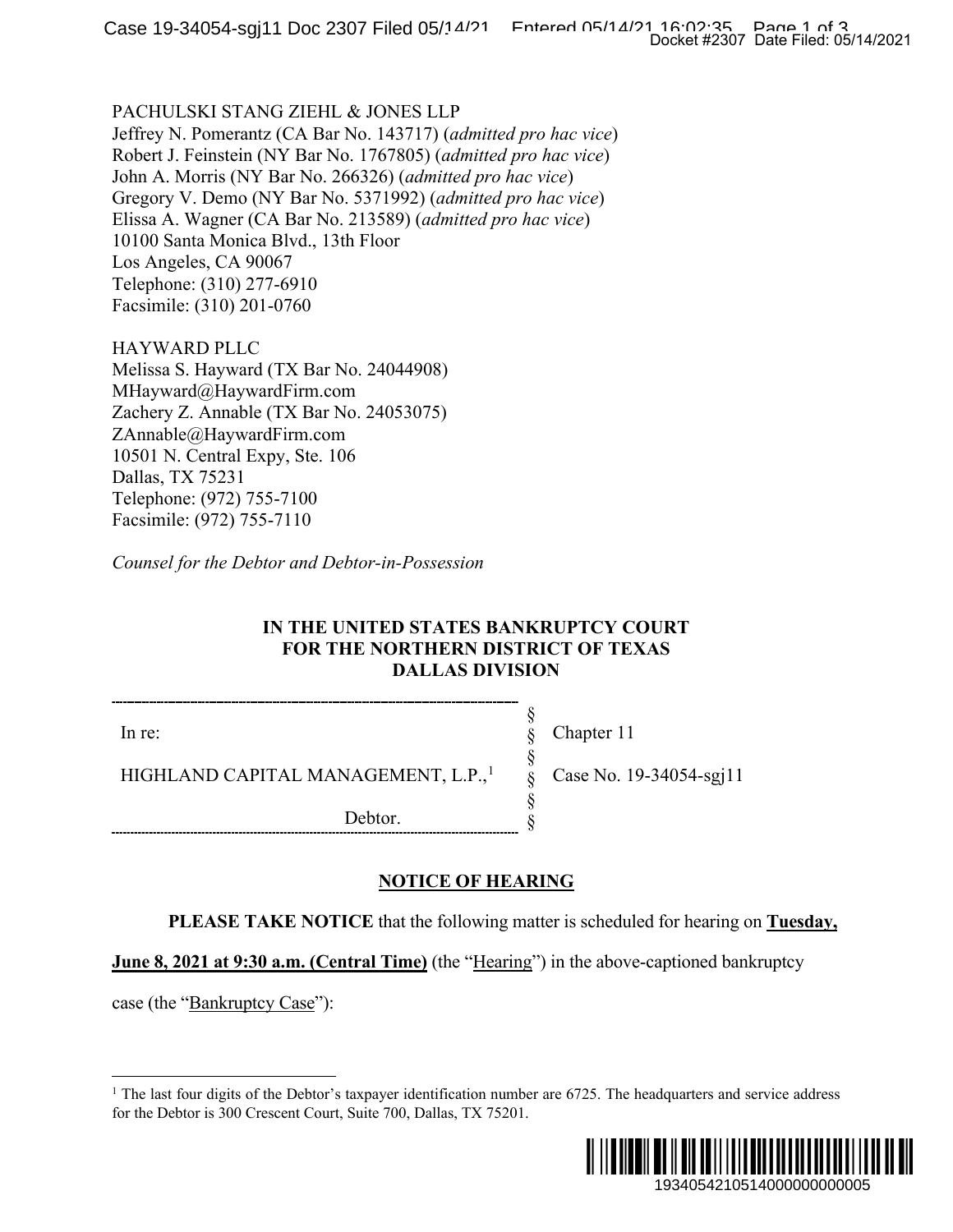PACHULSKI STANG ZIEHL & JONES LLP
Jeffrey N. Pomerantz (CA Bar No. 143717) (*admitted pro hac vice*)
Robert J. Feinstein (NY Bar No. 1767805) (*admitted pro hac vice*)
John A. Morris (NY Bar No. 266326) (*admitted pro hac vice*)
Gregory V. Demo (NY Bar No. 5371992) (*admitted pro hac vice*)
Elissa A. Wagner (CA Bar No. 213589) (*admitted pro hac vice*)
10100 Santa Monica Blvd., 13th Floor
Los Angeles, CA 90067
Telephone: (310) 277-6910
Facsimile: (310) 201-0760

HAYWARD PLLC
Melissa S. Hayward (TX Bar No. 24044908)
MHayward@HaywardFirm.com
Zachery Z. Annable (TX Bar No. 24053075)
ZAnnable@HaywardFirm.com
10501 N. Central Expy, Ste. 106
Dallas, TX 75231
Telephone: (972) 755-7100
Facsimile: (972) 755-7110

*Counsel for the Debtor and Debtor-in-Possession*

**IN THE UNITED STATES BANKRUPTCY COURT**
**FOR THE NORTHERN DISTRICT OF TEXAS**
**DALLAS DIVISION**

| | | |
|---|---|---|
| In re: | § | Chapter 11 |
| HIGHLAND CAPITAL MANAGEMENT, L.P.,[1] | § | Case No. 19-34054-sgj11 |
| Debtor. | § | |

**NOTICE OF HEARING**

**PLEASE TAKE NOTICE** that the following matter is scheduled for hearing on **Tuesday, June 8, 2021 at 9:30 a.m. (Central Time)** (the "Hearing") in the above-captioned bankruptcy case (the "Bankruptcy Case"):

[1] The last four digits of the Debtor's taxpayer identification number are 6725. The headquarters and service address for the Debtor is 300 Crescent Court, Suite 700, Dallas, TX 75201.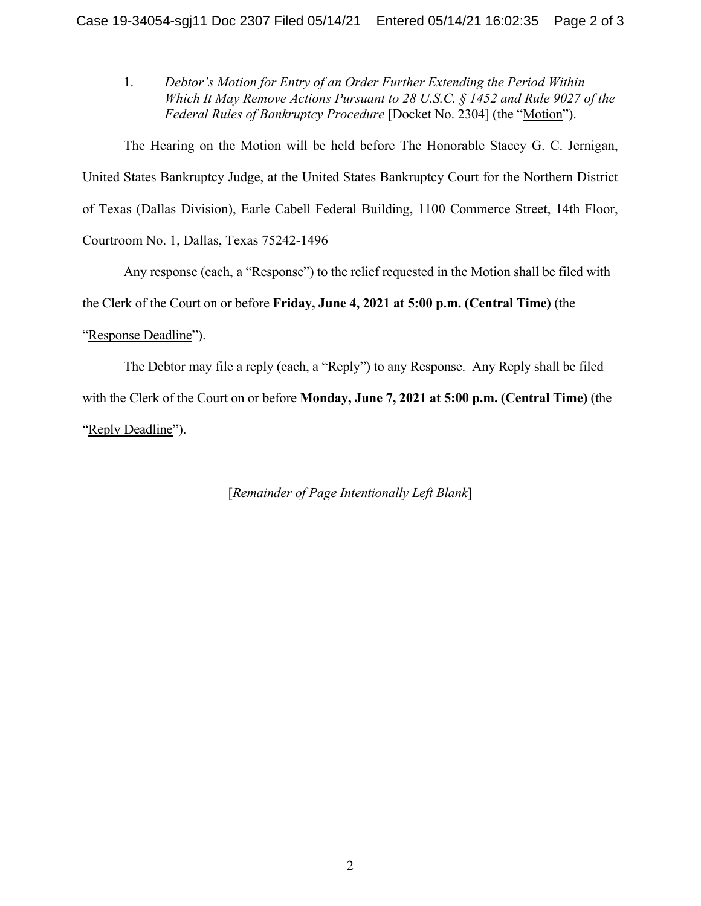1. *Debtor's Motion for Entry of an Order Further Extending the Period Within Which It May Remove Actions Pursuant to 28 U.S.C. § 1452 and Rule 9027 of the Federal Rules of Bankruptcy Procedure* [Docket No. 2304] (the "Motion").

The Hearing on the Motion will be held before The Honorable Stacey G. C. Jernigan, United States Bankruptcy Judge, at the United States Bankruptcy Court for the Northern District of Texas (Dallas Division), Earle Cabell Federal Building, 1100 Commerce Street, 14th Floor, Courtroom No. 1, Dallas, Texas 75242-1496

Any response (each, a "Response") to the relief requested in the Motion shall be filed with the Clerk of the Court on or before **Friday, June 4, 2021 at 5:00 p.m. (Central Time)** (the "Response Deadline").

The Debtor may file a reply (each, a "Reply") to any Response. Any Reply shall be filed with the Clerk of the Court on or before **Monday, June 7, 2021 at 5:00 p.m. (Central Time)** (the "Reply Deadline").

[*Remainder of Page Intentionally Left Blank*]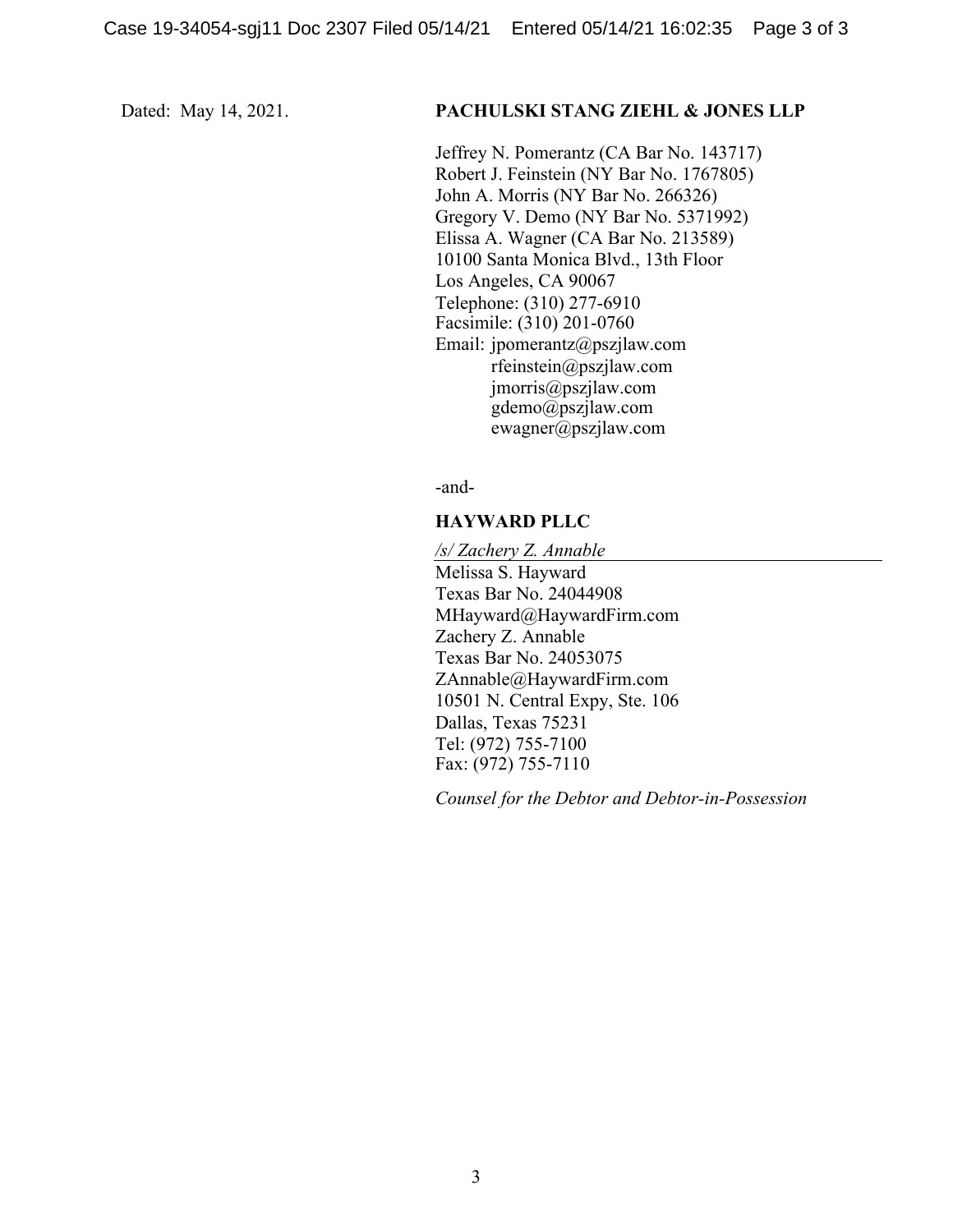Dated: May 14, 2021.

**PACHULSKI STANG ZIEHL & JONES LLP**

Jeffrey N. Pomerantz (CA Bar No. 143717)
Robert J. Feinstein (NY Bar No. 1767805)
John A. Morris (NY Bar No. 266326)
Gregory V. Demo (NY Bar No. 5371992)
Elissa A. Wagner (CA Bar No. 213589)
10100 Santa Monica Blvd., 13th Floor
Los Angeles, CA 90067
Telephone: (310) 277-6910
Facsimile: (310) 201-0760
Email: jpomerantz@pszjlaw.com
rfeinstein@pszjlaw.com
jmorris@pszjlaw.com
gdemo@pszjlaw.com
ewagner@pszjlaw.com

-and-

**HAYWARD PLLC**

*/s/ Zachery Z. Annable*
Melissa S. Hayward
Texas Bar No. 24044908
MHayward@HaywardFirm.com
Zachery Z. Annable
Texas Bar No. 24053075
ZAnnable@HaywardFirm.com
10501 N. Central Expy, Ste. 106
Dallas, Texas 75231
Tel: (972) 755-7100
Fax: (972) 755-7110

*Counsel for the Debtor and Debtor-in-Possession*